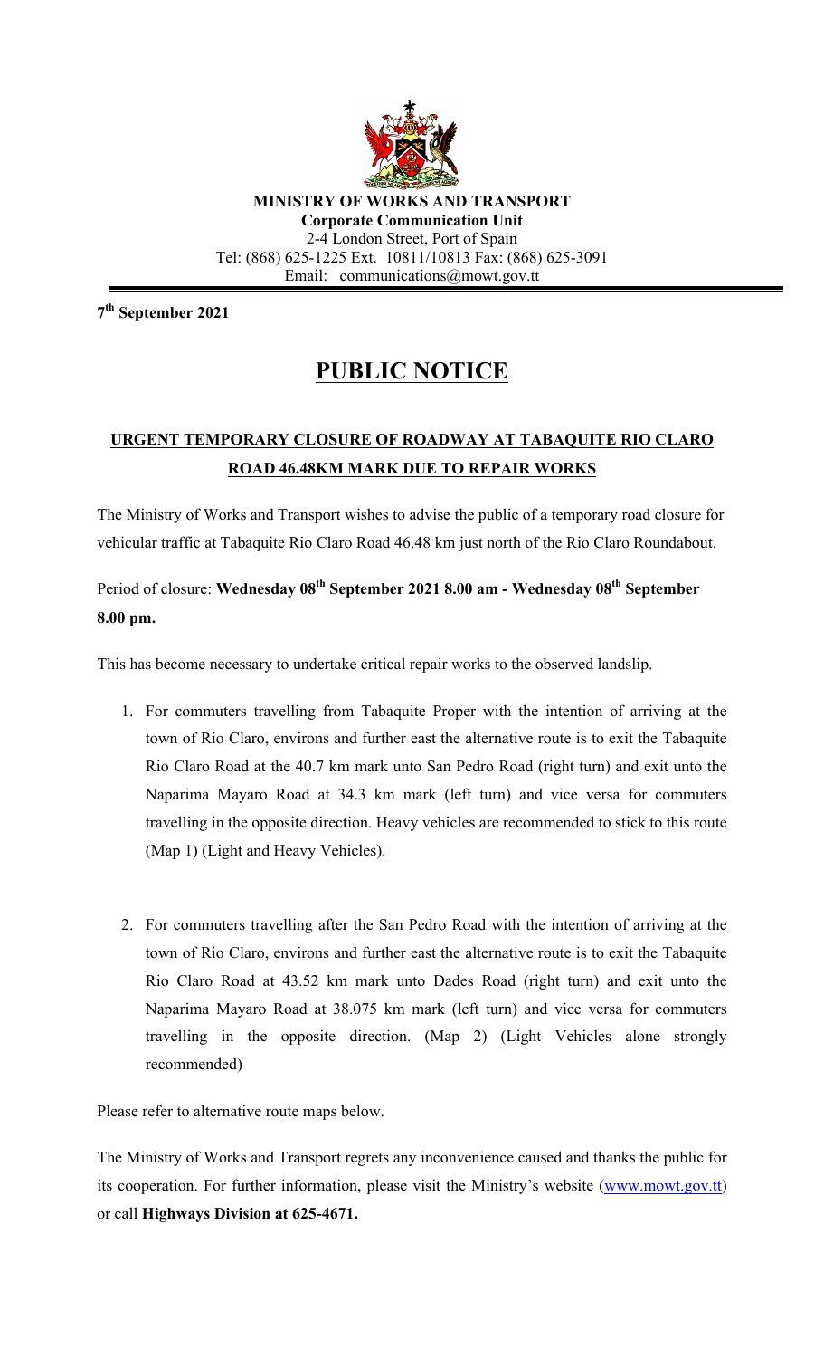**MINISTRY OF WORKS AND TRANSPORT**
**Corporate Communication Unit**
2-4 London Street, Port of Spain
Tel: (868) 625-1225 Ext. 10811/10813 Fax: (868) 625-3091
Email: communications@mowt.gov.tt

**7th September 2021**

# PUBLIC NOTICE

## URGENT TEMPORARY CLOSURE OF ROADWAY AT TABAQUITE RIO CLARO ROAD 46.48KM MARK DUE TO REPAIR WORKS

The Ministry of Works and Transport wishes to advise the public of a temporary road closure for vehicular traffic at Tabaquite Rio Claro Road 46.48 km just north of the Rio Claro Roundabout.

Period of closure: **Wednesday 08th September 2021 8.00 am - Wednesday 08th September 8.00 pm.**

This has become necessary to undertake critical repair works to the observed landslip.

1. For commuters travelling from Tabaquite Proper with the intention of arriving at the town of Rio Claro, environs and further east the alternative route is to exit the Tabaquite Rio Claro Road at the 40.7 km mark unto San Pedro Road (right turn) and exit unto the Naparima Mayaro Road at 34.3 km mark (left turn) and vice versa for commuters travelling in the opposite direction. Heavy vehicles are recommended to stick to this route (Map 1) (Light and Heavy Vehicles).

2. For commuters travelling after the San Pedro Road with the intention of arriving at the town of Rio Claro, environs and further east the alternative route is to exit the Tabaquite Rio Claro Road at 43.52 km mark unto Dades Road (right turn) and exit unto the Naparima Mayaro Road at 38.075 km mark (left turn) and vice versa for commuters travelling in the opposite direction. (Map 2) (Light Vehicles alone strongly recommended)

Please refer to alternative route maps below.

The Ministry of Works and Transport regrets any inconvenience caused and thanks the public for its cooperation. For further information, please visit the Ministry's website (www.mowt.gov.tt) or call **Highways Division at 625-4671.**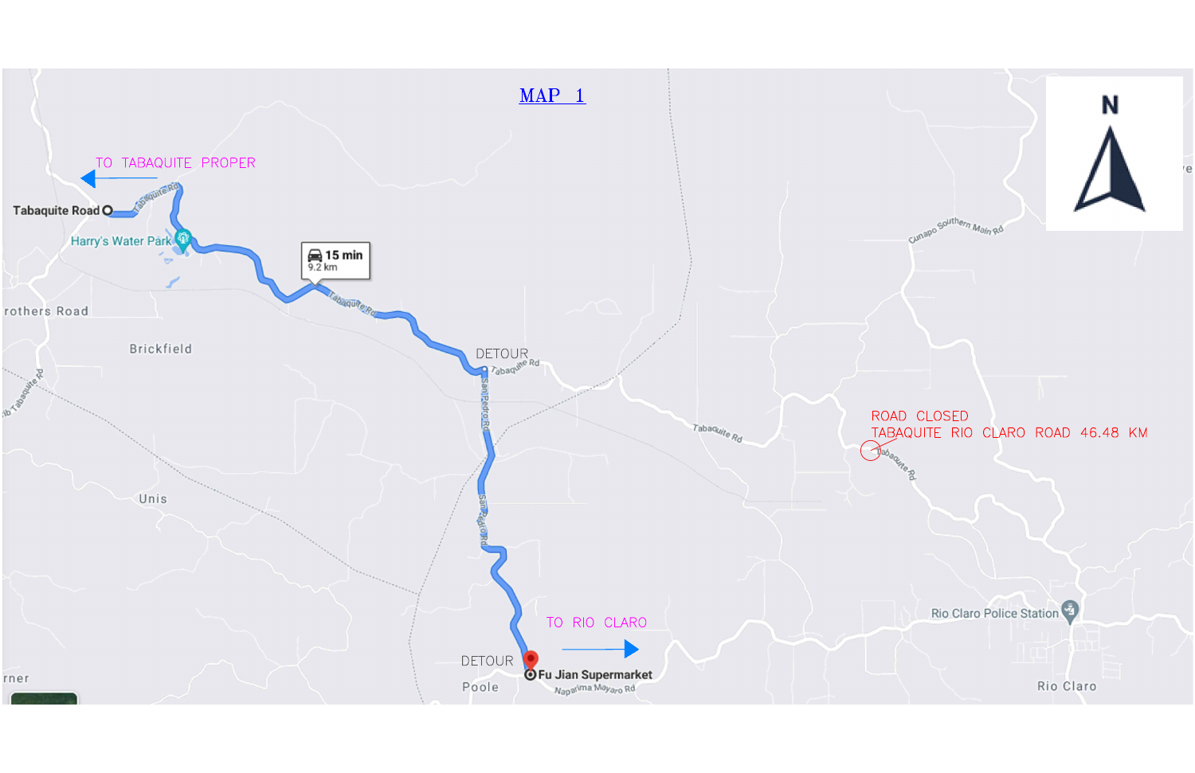# MAP 1

N

TO TABAQUITE PROPER

Tabaquite Road

Harry's Water Park

15 min
9.2 km

DETOUR

ROAD CLOSED
TABAQUITE RIO CLARO ROAD 46.48 KM

TO RIO CLARO

DETOUR

Fu Jian Supermarket

Rio Claro Police Station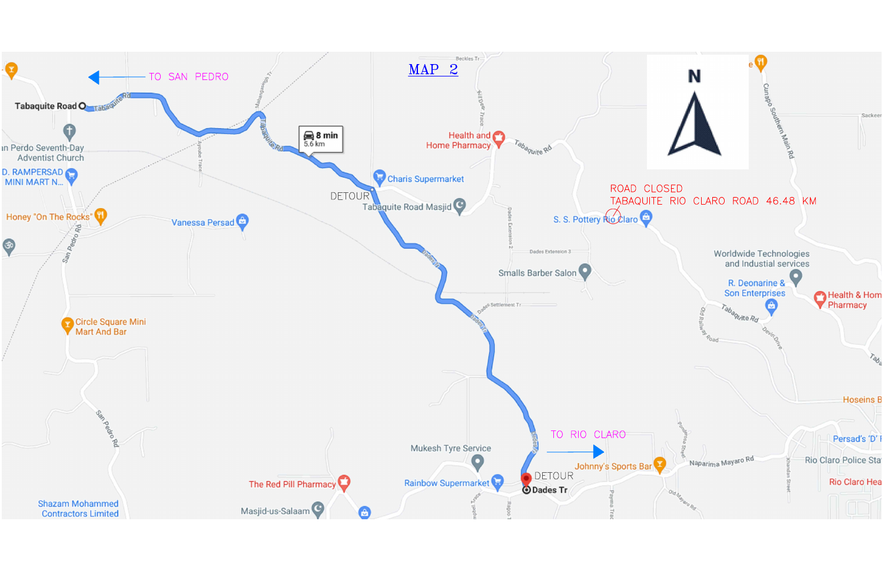# MAP 2

TO SAN PEDRO

TO RIO CLARO

ROAD CLOSED
TABAQUITE RIO CLARO ROAD 46.48 KM

DETOUR

DETOUR

8 min
5.6 km

Tabaquite Road

Dades Tr

N